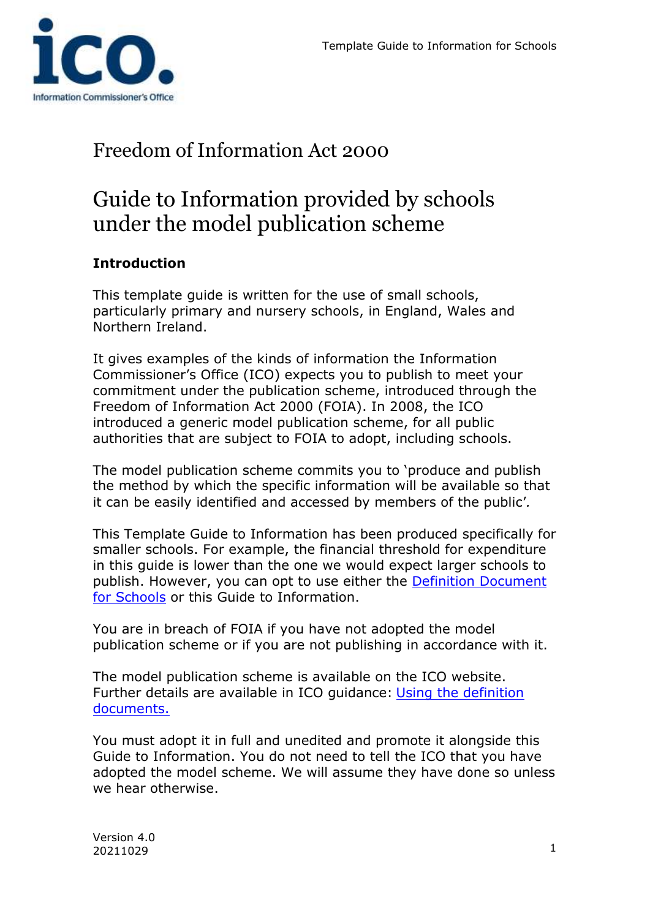# Freedom of Information Act 2000

## Guide to Information provided by schools under the model publication scheme

### Introduction

This template guide is written for the use of small schools, particularly primary and nursery schools, in England, Wales and Northern Ireland.

It gives examples of the kinds of information the Information Commissioner's Office (ICO) expects you to publish to meet your commitment under the publication scheme, introduced through the Freedom of Information Act 2000 (FOIA). In 2008, the ICO introduced a generic model publication scheme, for all public authorities that are subject to FOIA to adopt, including schools.

The model publication scheme commits you to 'produce and publish the method by which the specific information will be available so that it can be easily identified and accessed by members of the public'.

This Template Guide to Information has been produced specifically for smaller schools. For example, the financial threshold for expenditure in this guide is lower than the one we would expect larger schools to publish. However, you can opt to use either the Definition Document for Schools or this Guide to Information.

You are in breach of FOIA if you have not adopted the model publication scheme or if you are not publishing in accordance with it.

The model publication scheme is available on the ICO website. Further details are available in ICO guidance: Using the definition documents.

You must adopt it in full and unedited and promote it alongside this Guide to Information. You do not need to tell the ICO that you have adopted the model scheme. We will assume they have done so unless we hear otherwise.

Version 4.0
20211029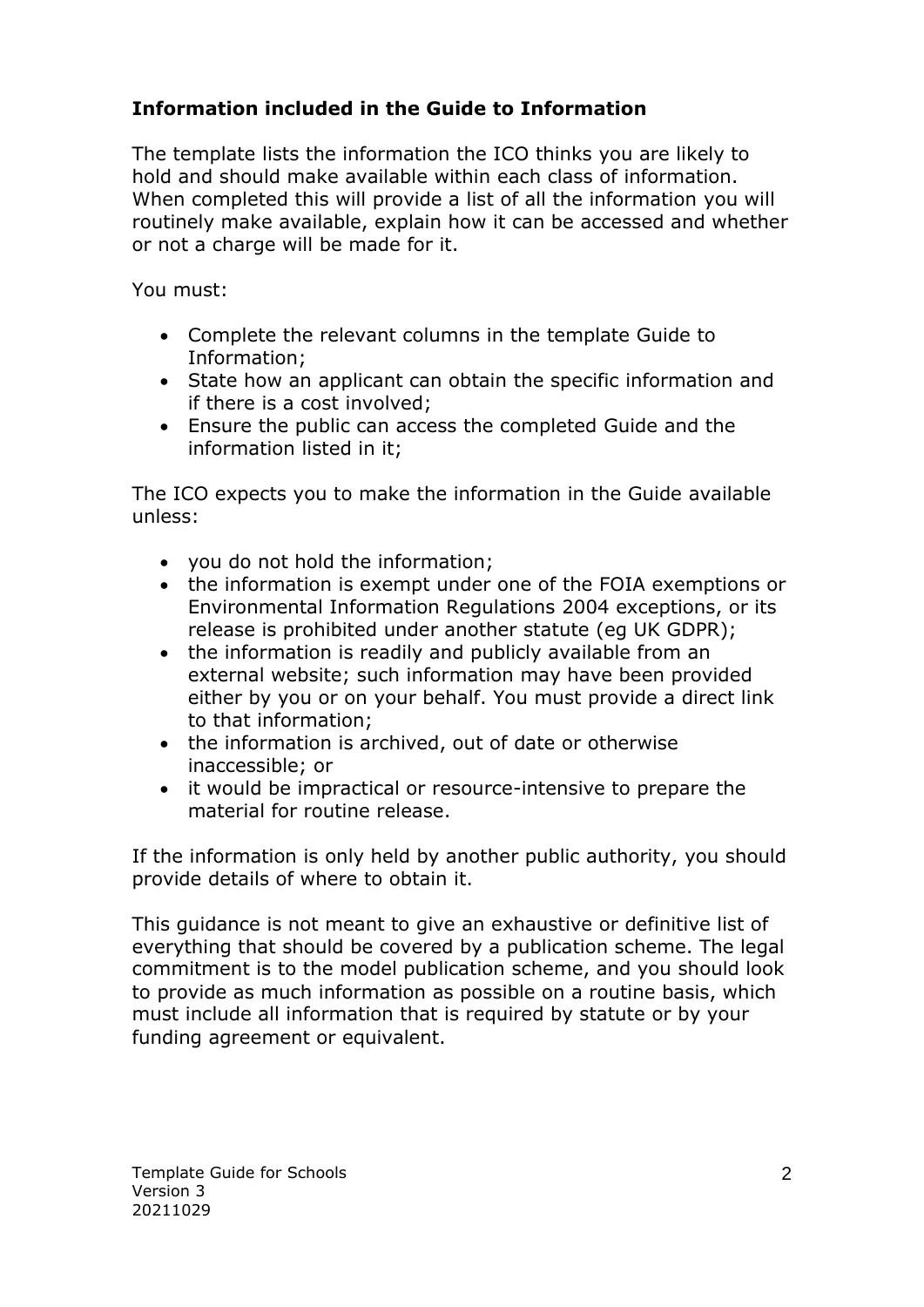**Information included in the Guide to Information**

The template lists the information the ICO thinks you are likely to hold and should make available within each class of information. When completed this will provide a list of all the information you will routinely make available, explain how it can be accessed and whether or not a charge will be made for it.

You must:

- Complete the relevant columns in the template Guide to Information;
- State how an applicant can obtain the specific information and if there is a cost involved;
- Ensure the public can access the completed Guide and the information listed in it;

The ICO expects you to make the information in the Guide available unless:

- you do not hold the information;
- the information is exempt under one of the FOIA exemptions or Environmental Information Regulations 2004 exceptions, or its release is prohibited under another statute (eg UK GDPR);
- the information is readily and publicly available from an external website; such information may have been provided either by you or on your behalf. You must provide a direct link to that information;
- the information is archived, out of date or otherwise inaccessible; or
- it would be impractical or resource-intensive to prepare the material for routine release.

If the information is only held by another public authority, you should provide details of where to obtain it.

This guidance is not meant to give an exhaustive or definitive list of everything that should be covered by a publication scheme. The legal commitment is to the model publication scheme, and you should look to provide as much information as possible on a routine basis, which must include all information that is required by statute or by your funding agreement or equivalent.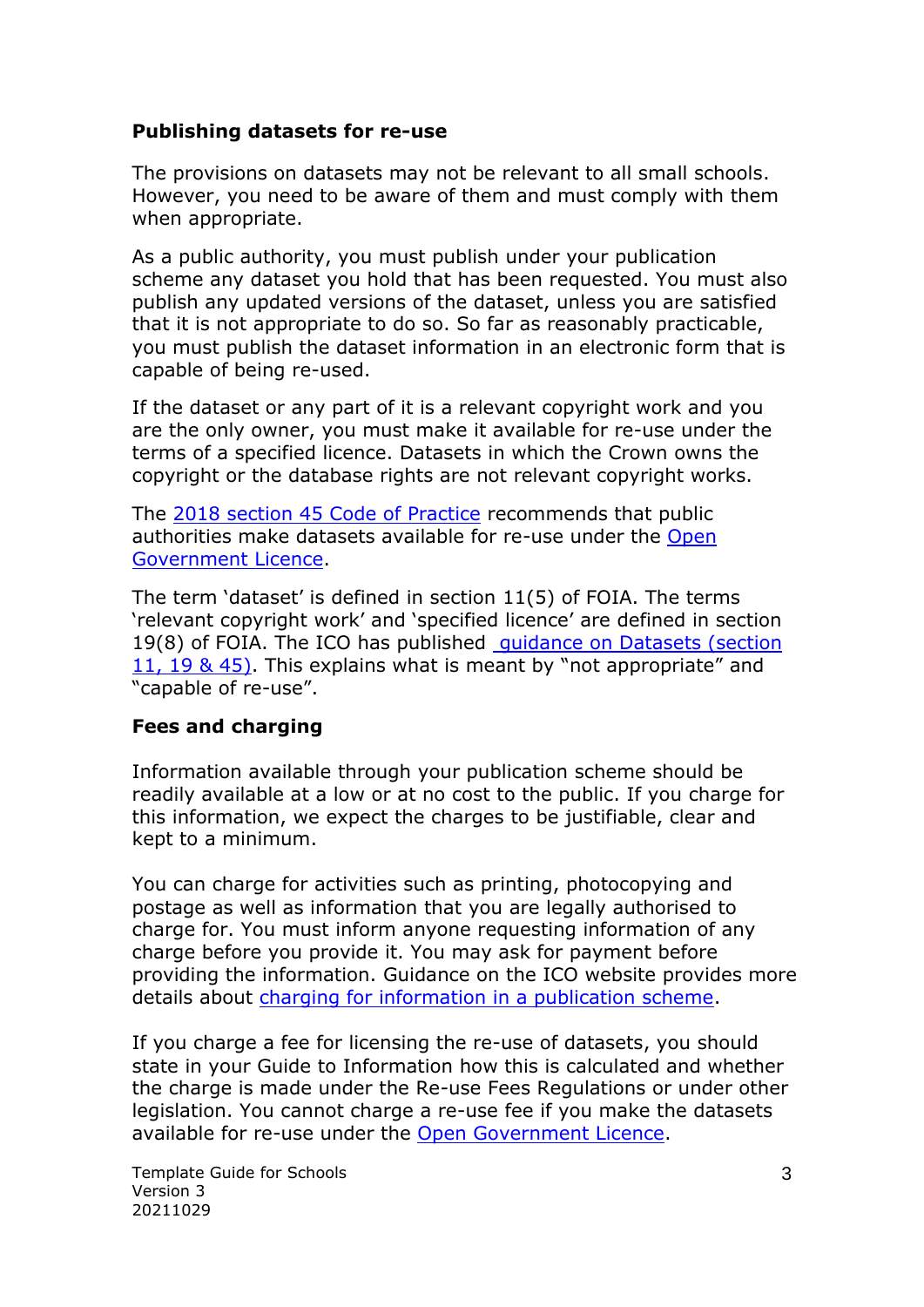## Publishing datasets for re-use

The provisions on datasets may not be relevant to all small schools. However, you need to be aware of them and must comply with them when appropriate.

As a public authority, you must publish under your publication scheme any dataset you hold that has been requested. You must also publish any updated versions of the dataset, unless you are satisfied that it is not appropriate to do so. So far as reasonably practicable, you must publish the dataset information in an electronic form that is capable of being re-used.

If the dataset or any part of it is a relevant copyright work and you are the only owner, you must make it available for re-use under the terms of a specified licence. Datasets in which the Crown owns the copyright or the database rights are not relevant copyright works.

The 2018 section 45 Code of Practice recommends that public authorities make datasets available for re-use under the Open Government Licence.

The term 'dataset' is defined in section 11(5) of FOIA. The terms 'relevant copyright work' and 'specified licence' are defined in section 19(8) of FOIA. The ICO has published guidance on Datasets (section 11, 19 & 45). This explains what is meant by "not appropriate" and "capable of re-use".

## Fees and charging

Information available through your publication scheme should be readily available at a low or at no cost to the public. If you charge for this information, we expect the charges to be justifiable, clear and kept to a minimum.

You can charge for activities such as printing, photocopying and postage as well as information that you are legally authorised to charge for. You must inform anyone requesting information of any charge before you provide it. You may ask for payment before providing the information. Guidance on the ICO website provides more details about charging for information in a publication scheme.

If you charge a fee for licensing the re-use of datasets, you should state in your Guide to Information how this is calculated and whether the charge is made under the Re-use Fees Regulations or under other legislation. You cannot charge a re-use fee if you make the datasets available for re-use under the Open Government Licence.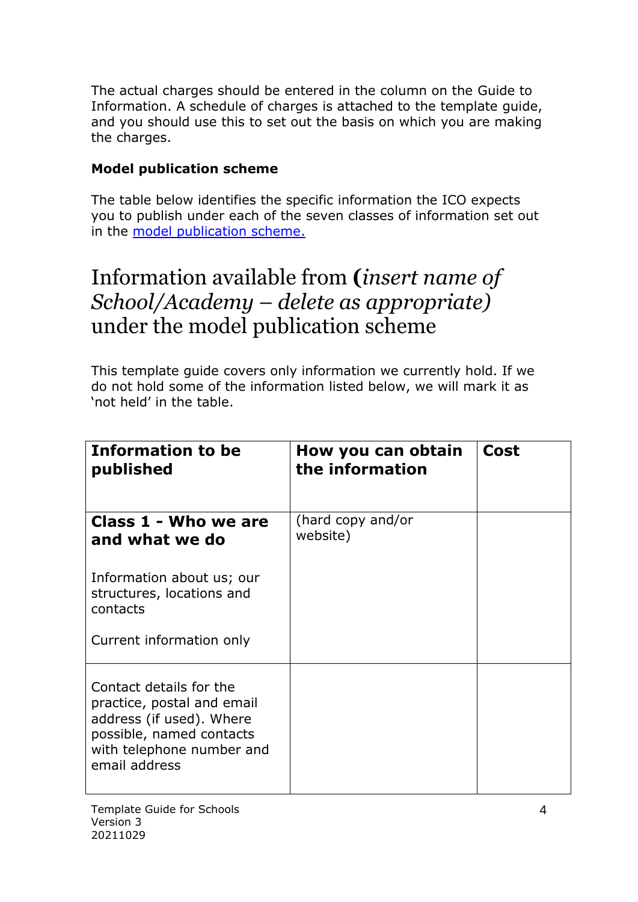The actual charges should be entered in the column on the Guide to Information. A schedule of charges is attached to the template guide, and you should use this to set out the basis on which you are making the charges.

**Model publication scheme**

The table below identifies the specific information the ICO expects you to publish under each of the seven classes of information set out in the [model publication scheme.](#)

# Information available from (*insert name of School/Academy – delete as appropriate)* under the model publication scheme

This template guide covers only information we currently hold. If we do not hold some of the information listed below, we will mark it as 'not held' in the table.

| Information to be published | How you can obtain the information | Cost |
|---|---|---|
| **Class 1 - Who we are and what we do**<br><br>Information about us; our structures, locations and contacts<br><br>Current information only | (hard copy and/or website) | |
| Contact details for the practice, postal and email address (if used). Where possible, named contacts with telephone number and email address | | |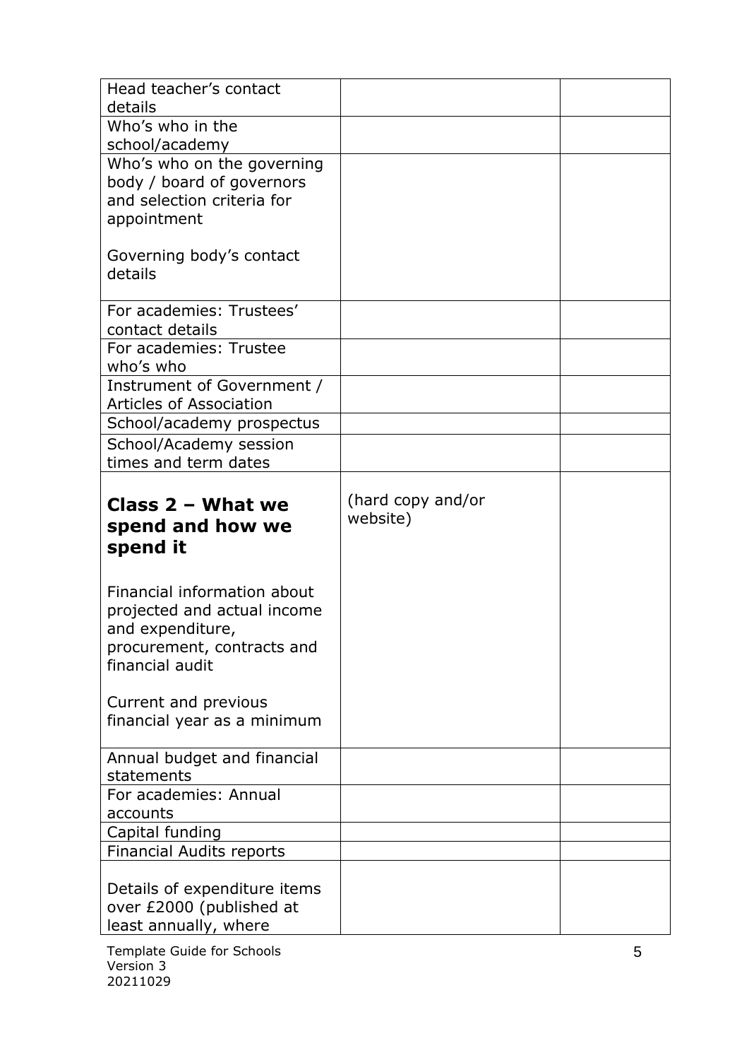| | | |
|---|---|---|
| Head teacher's contact details | | |
| Who's who in the school/academy | | |
| Who's who on the governing body / board of governors and selection criteria for appointment<br><br>Governing body's contact details | | |
| For academies: Trustees' contact details | | |
| For academies: Trustee who's who | | |
| Instrument of Government / Articles of Association | | |
| School/academy prospectus | | |
| School/Academy session times and term dates | | |
| **Class 2 – What we spend and how we spend it**<br><br>Financial information about projected and actual income and expenditure, procurement, contracts and financial audit<br><br>Current and previous financial year as a minimum | (hard copy and/or website) | |
| Annual budget and financial statements | | |
| For academies: Annual accounts | | |
| Capital funding | | |
| Financial Audits reports | | |
| Details of expenditure items over £2000 (published at least annually, where | | |

Template Guide for Schools
Version 3
20211029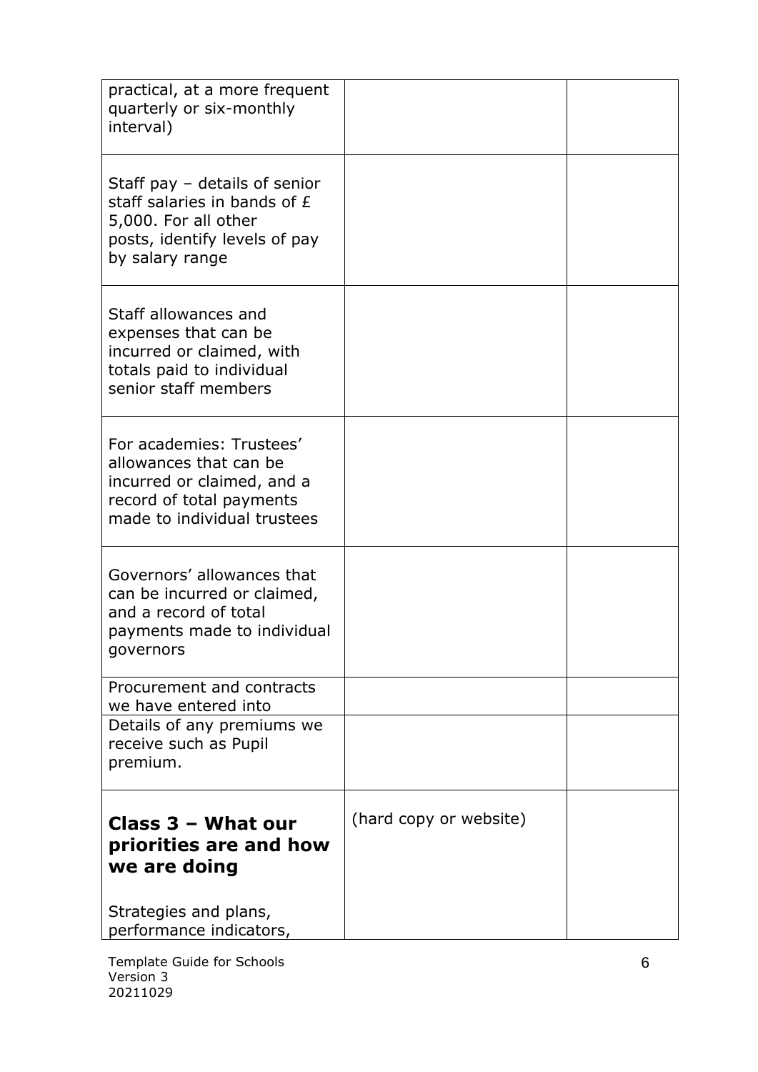| | | |
|---|---|---|
| practical, at a more frequent quarterly or six-monthly interval) | | |
| Staff pay – details of senior staff salaries in bands of £ 5,000. For all other posts, identify levels of pay by salary range | | |
| Staff allowances and expenses that can be incurred or claimed, with totals paid to individual senior staff members | | |
| For academies: Trustees' allowances that can be incurred or claimed, and a record of total payments made to individual trustees | | |
| Governors' allowances that can be incurred or claimed, and a record of total payments made to individual governors | | |
| Procurement and contracts we have entered into | | |
| Details of any premiums we receive such as Pupil premium. | | |
| **Class 3 – What our priorities are and how we are doing**<br><br>Strategies and plans, performance indicators, | (hard copy or website) | |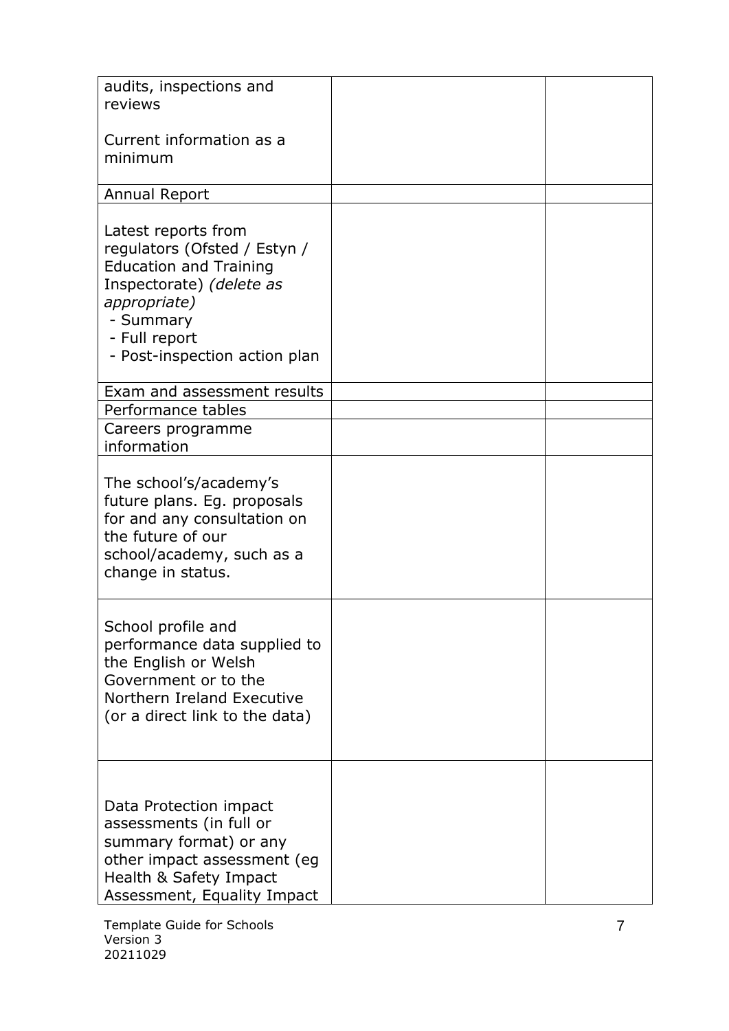| | | |
|---|---|---|
| audits, inspections and reviews<br><br>Current information as a minimum | | |
| Annual Report | | |
| Latest reports from regulators (Ofsted / Estyn / Education and Training Inspectorate) *(delete as appropriate)*<br>- Summary<br>- Full report<br>- Post-inspection action plan | | |
| Exam and assessment results | | |
| Performance tables | | |
| Careers programme information | | |
| The school's/academy's future plans. Eg. proposals for and any consultation on the future of our school/academy, such as a change in status. | | |
| School profile and performance data supplied to the English or Welsh Government or to the Northern Ireland Executive (or a direct link to the data) | | |
| Data Protection impact assessments (in full or summary format) or any other impact assessment (eg Health & Safety Impact Assessment, Equality Impact | | |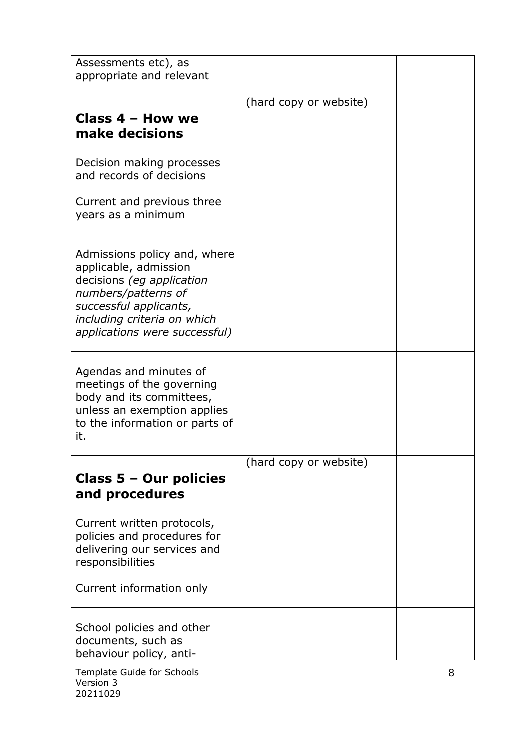| | | |
|---|---|---|
| Assessments etc), as appropriate and relevant | | |
| **Class 4 – How we make decisions**<br><br>Decision making processes and records of decisions<br><br>Current and previous three years as a minimum | (hard copy or website) | |
| Admissions policy and, where applicable, admission decisions *(eg application numbers/patterns of successful applicants, including criteria on which applications were successful)* | | |
| Agendas and minutes of meetings of the governing body and its committees, unless an exemption applies to the information or parts of it. | | |
| **Class 5 – Our policies and procedures**<br><br>Current written protocols, policies and procedures for delivering our services and responsibilities<br><br>Current information only | (hard copy or website) | |
| School policies and other documents, such as behaviour policy, anti- | | |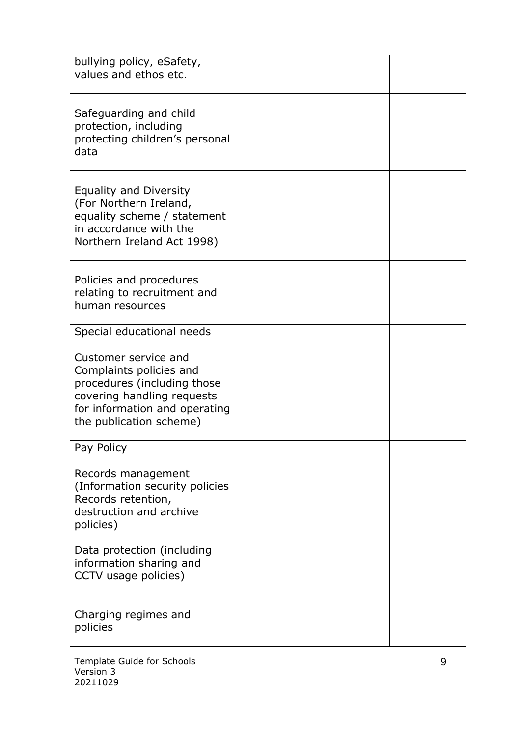| | | |
|---|---|---|
| bullying policy, eSafety, values and ethos etc. | | |
| Safeguarding and child protection, including protecting children's personal data | | |
| Equality and Diversity (For Northern Ireland, equality scheme / statement in accordance with the Northern Ireland Act 1998) | | |
| Policies and procedures relating to recruitment and human resources | | |
| Special educational needs | | |
| Customer service and Complaints policies and procedures (including those covering handling requests for information and operating the publication scheme) | | |
| Pay Policy | | |
| Records management (Information security policies Records retention, destruction and archive policies)<br><br>Data protection (including information sharing and CCTV usage policies) | | |
| Charging regimes and policies | | |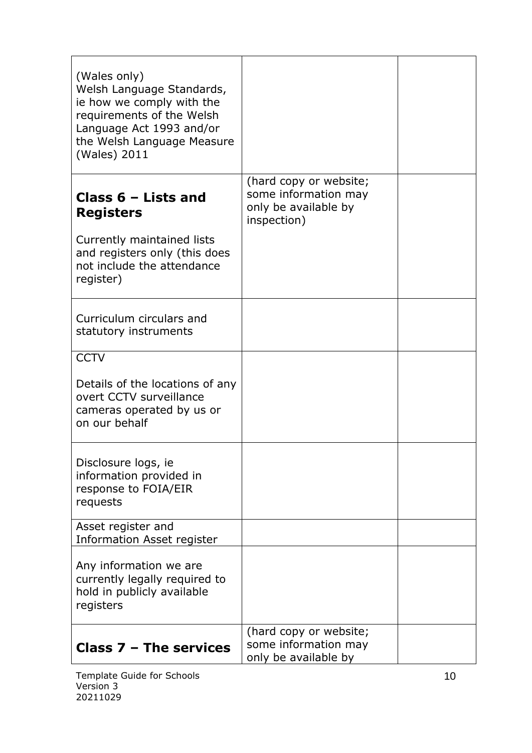| | | |
|---|---|---|
| (Wales only)<br>Welsh Language Standards, ie how we comply with the requirements of the Welsh Language Act 1993 and/or the Welsh Language Measure (Wales) 2011 | | |
| **Class 6 – Lists and Registers**<br><br>Currently maintained lists and registers only (this does not include the attendance register) | (hard copy or website; some information may only be available by inspection) | |
| Curriculum circulars and statutory instruments | | |
| CCTV<br><br>Details of the locations of any overt CCTV surveillance cameras operated by us or on our behalf | | |
| Disclosure logs, ie information provided in response to FOIA/EIR requests | | |
| Asset register and Information Asset register | | |
| Any information we are currently legally required to hold in publicly available registers | | |
| **Class 7 – The services** | (hard copy or website; some information may only be available by | |

Template Guide for Schools
Version 3
20211029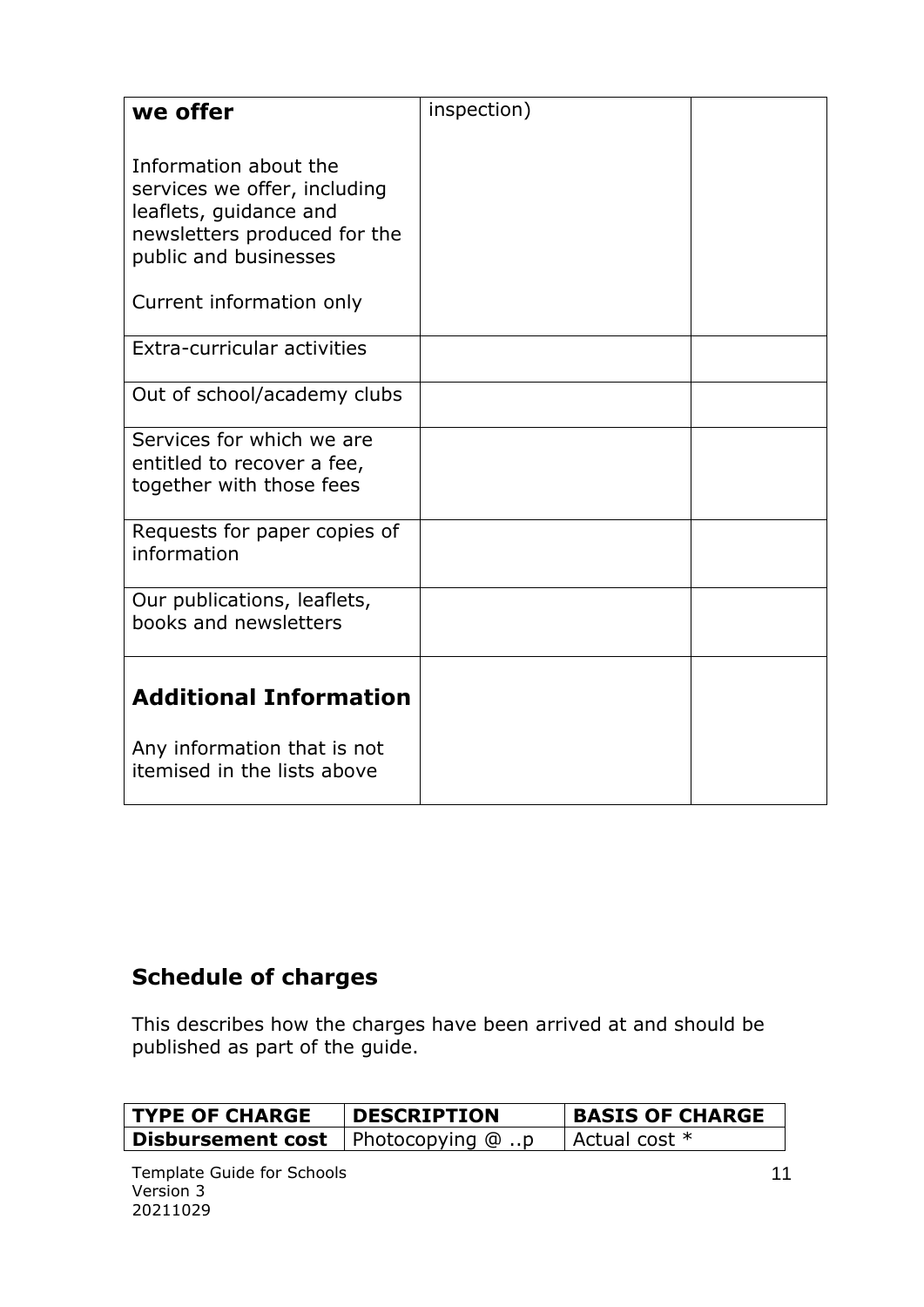| **we offer**<br><br>Information about the services we offer, including leaflets, guidance and newsletters produced for the public and businesses<br><br>Current information only | inspection) | |
|---|---|---|
| Extra-curricular activities | | |
| Out of school/academy clubs | | |
| Services for which we are entitled to recover a fee, together with those fees | | |
| Requests for paper copies of information | | |
| Our publications, leaflets, books and newsletters | | |
| **Additional Information**<br><br>Any information that is not itemised in the lists above | | |

## Schedule of charges

This describes how the charges have been arrived at and should be published as part of the guide.

| TYPE OF CHARGE | DESCRIPTION | BASIS OF CHARGE |
|---|---|---|
| **Disbursement cost** | Photocopying @ ..p | Actual cost * |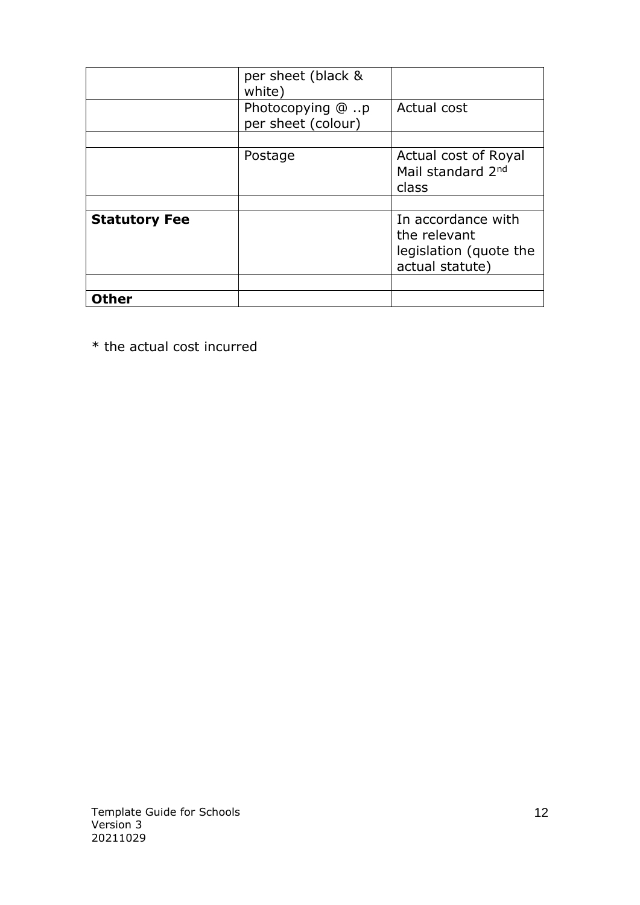| | | |
|---|---|---|
| | per sheet (black & white) | |
| | Photocopying @ ..p per sheet (colour) | Actual cost |
| | | |
| | Postage | Actual cost of Royal Mail standard 2nd class |
| | | |
| **Statutory Fee** | | In accordance with the relevant legislation (quote the actual statute) |
| | | |
| **Other** | | |

* the actual cost incurred